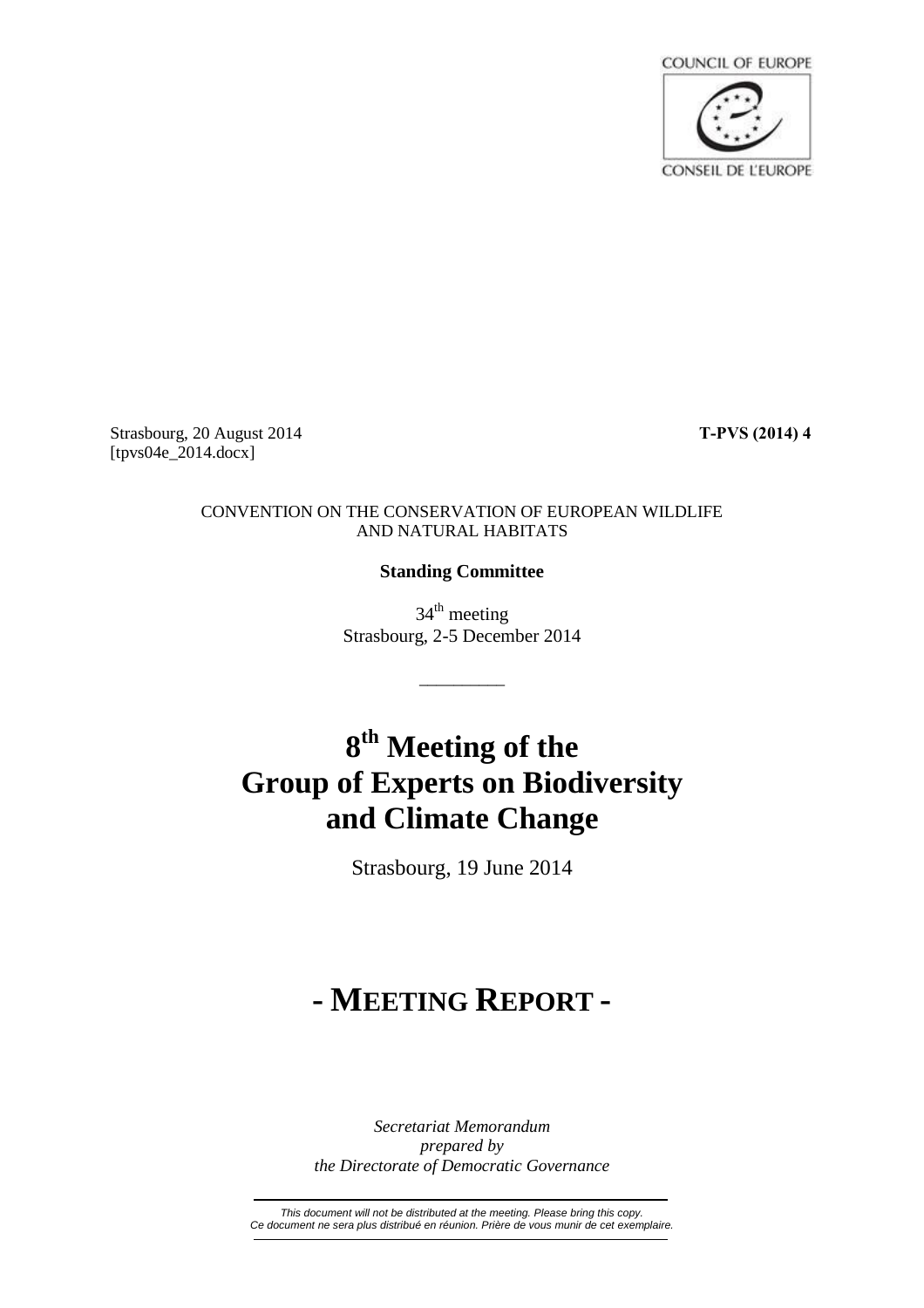COUNCIL OF EUROPE

CONSEIL DE L'EUROPE

Strasbourg, 20 August 2014
[tpvs04e_2014.docx]

**T-PVS (2014) 4**

CONVENTION ON THE CONSERVATION OF EUROPEAN WILDLIFE AND NATURAL HABITATS

**Standing Committee**

34th meeting
Strasbourg, 2-5 December 2014

# 8th Meeting of the Group of Experts on Biodiversity and Climate Change

Strasbourg, 19 June 2014

# - MEETING REPORT -

*Secretariat Memorandum*
*prepared by*
*the Directorate of Democratic Governance*

*This document will not be distributed at the meeting. Please bring this copy.*
*Ce document ne sera plus distribué en réunion. Prière de vous munir de cet exemplaire.*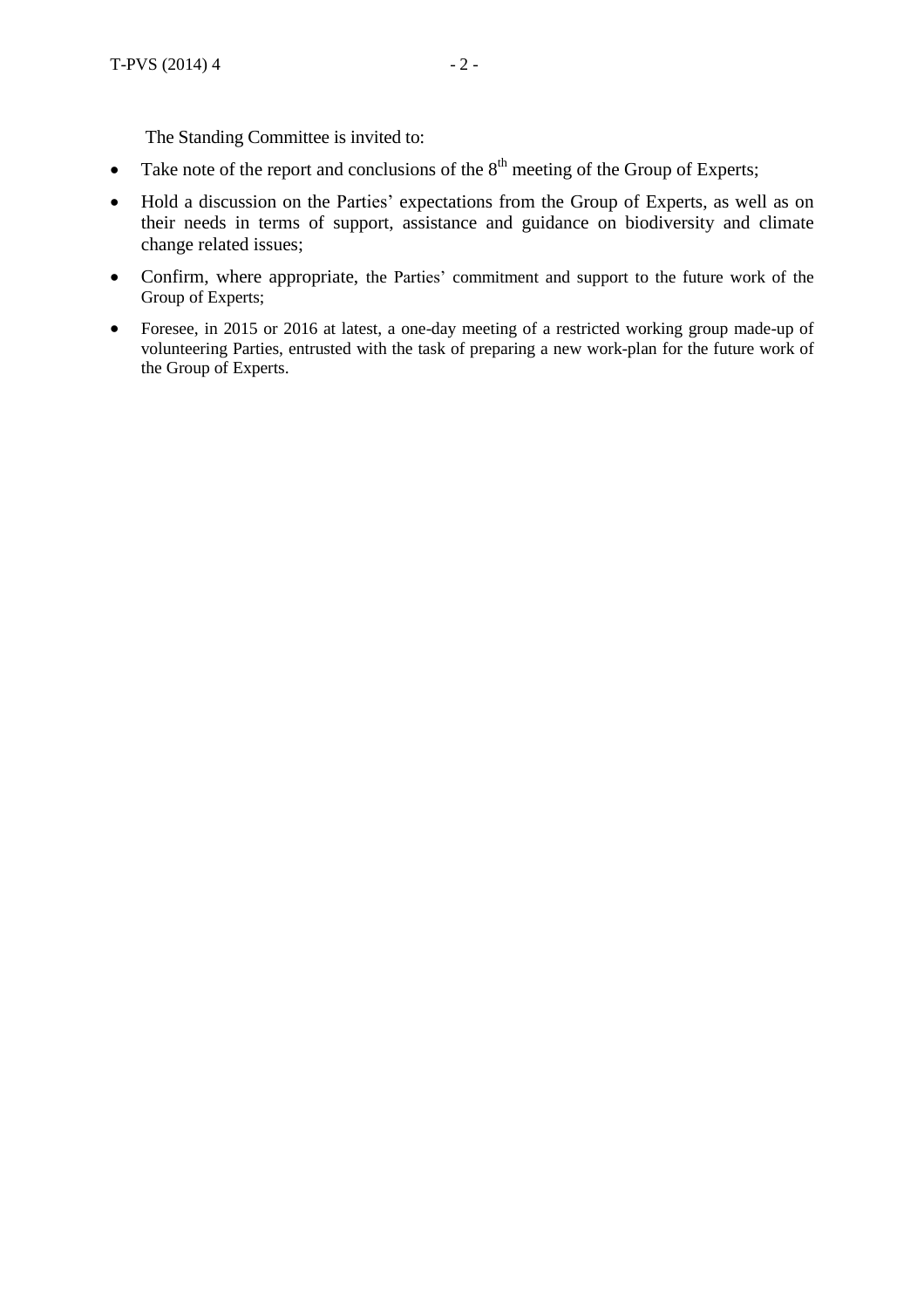The Standing Committee is invited to:

- Take note of the report and conclusions of the 8th meeting of the Group of Experts;
- Hold a discussion on the Parties' expectations from the Group of Experts, as well as on their needs in terms of support, assistance and guidance on biodiversity and climate change related issues;
- Confirm, where appropriate, the Parties' commitment and support to the future work of the Group of Experts;
- Foresee, in 2015 or 2016 at latest, a one-day meeting of a restricted working group made-up of volunteering Parties, entrusted with the task of preparing a new work-plan for the future work of the Group of Experts.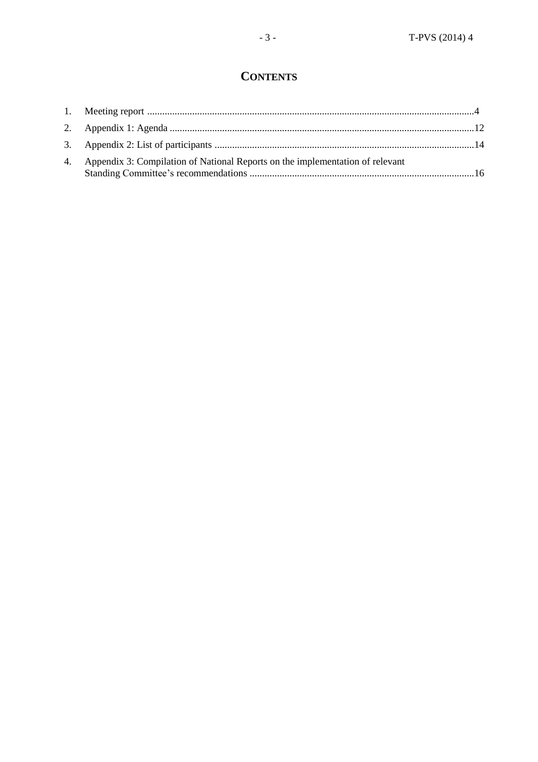# CONTENTS

1. Meeting report ....................................................................................................................................4
2. Appendix 1: Agenda ..........................................................................................................................12
3. Appendix 2: List of participants ........................................................................................................14
4. Appendix 3: Compilation of National Reports on the implementation of relevant Standing Committee's recommendations ..........................................................................................16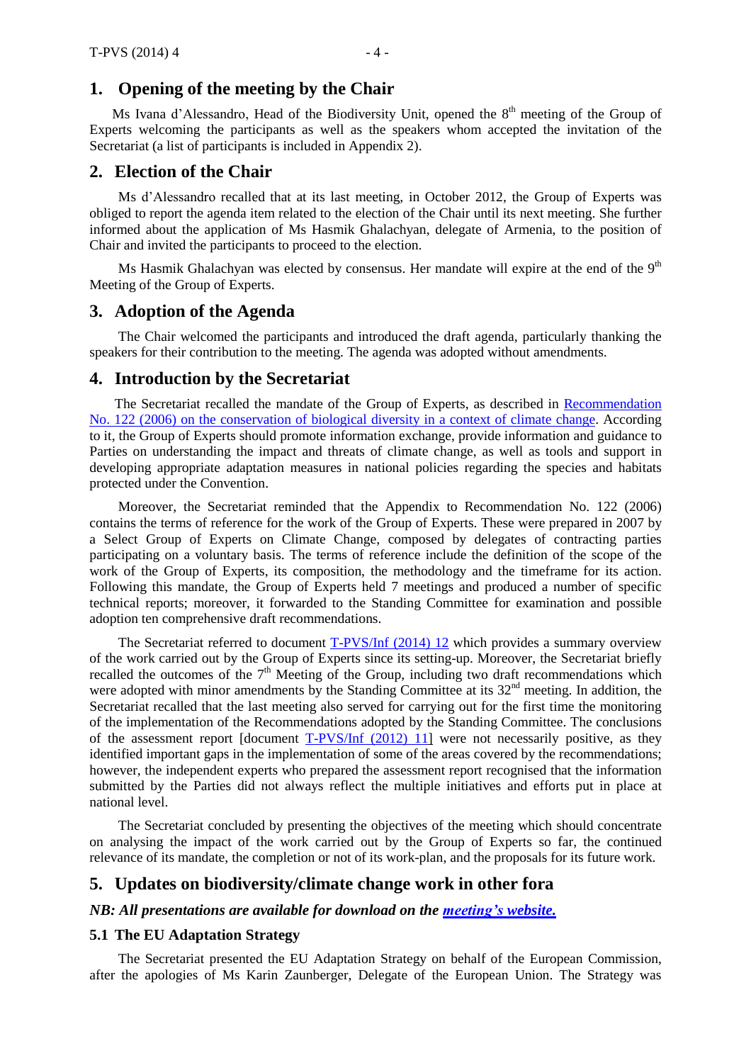## 1. Opening of the meeting by the Chair

Ms Ivana d'Alessandro, Head of the Biodiversity Unit, opened the 8th meeting of the Group of Experts welcoming the participants as well as the speakers whom accepted the invitation of the Secretariat (a list of participants is included in Appendix 2).

## 2. Election of the Chair

Ms d'Alessandro recalled that at its last meeting, in October 2012, the Group of Experts was obliged to report the agenda item related to the election of the Chair until its next meeting. She further informed about the application of Ms Hasmik Ghalachyan, delegate of Armenia, to the position of Chair and invited the participants to proceed to the election.

Ms Hasmik Ghalachyan was elected by consensus. Her mandate will expire at the end of the 9th Meeting of the Group of Experts.

## 3. Adoption of the Agenda

The Chair welcomed the participants and introduced the draft agenda, particularly thanking the speakers for their contribution to the meeting. The agenda was adopted without amendments.

## 4. Introduction by the Secretariat

The Secretariat recalled the mandate of the Group of Experts, as described in Recommendation No. 122 (2006) on the conservation of biological diversity in a context of climate change. According to it, the Group of Experts should promote information exchange, provide information and guidance to Parties on understanding the impact and threats of climate change, as well as tools and support in developing appropriate adaptation measures in national policies regarding the species and habitats protected under the Convention.

Moreover, the Secretariat reminded that the Appendix to Recommendation No. 122 (2006) contains the terms of reference for the work of the Group of Experts. These were prepared in 2007 by a Select Group of Experts on Climate Change, composed by delegates of contracting parties participating on a voluntary basis. The terms of reference include the definition of the scope of the work of the Group of Experts, its composition, the methodology and the timeframe for its action. Following this mandate, the Group of Experts held 7 meetings and produced a number of specific technical reports; moreover, it forwarded to the Standing Committee for examination and possible adoption ten comprehensive draft recommendations.

The Secretariat referred to document T-PVS/Inf (2014) 12 which provides a summary overview of the work carried out by the Group of Experts since its setting-up. Moreover, the Secretariat briefly recalled the outcomes of the 7th Meeting of the Group, including two draft recommendations which were adopted with minor amendments by the Standing Committee at its 32nd meeting. In addition, the Secretariat recalled that the last meeting also served for carrying out for the first time the monitoring of the implementation of the Recommendations adopted by the Standing Committee. The conclusions of the assessment report [document T-PVS/Inf (2012) 11] were not necessarily positive, as they identified important gaps in the implementation of some of the areas covered by the recommendations; however, the independent experts who prepared the assessment report recognised that the information submitted by the Parties did not always reflect the multiple initiatives and efforts put in place at national level.

The Secretariat concluded by presenting the objectives of the meeting which should concentrate on analysing the impact of the work carried out by the Group of Experts so far, the continued relevance of its mandate, the completion or not of its work-plan, and the proposals for its future work.

## 5. Updates on biodiversity/climate change work in other fora

***NB: All presentations are available for download on the meeting's website.***

### 5.1 The EU Adaptation Strategy

The Secretariat presented the EU Adaptation Strategy on behalf of the European Commission, after the apologies of Ms Karin Zaunberger, Delegate of the European Union. The Strategy was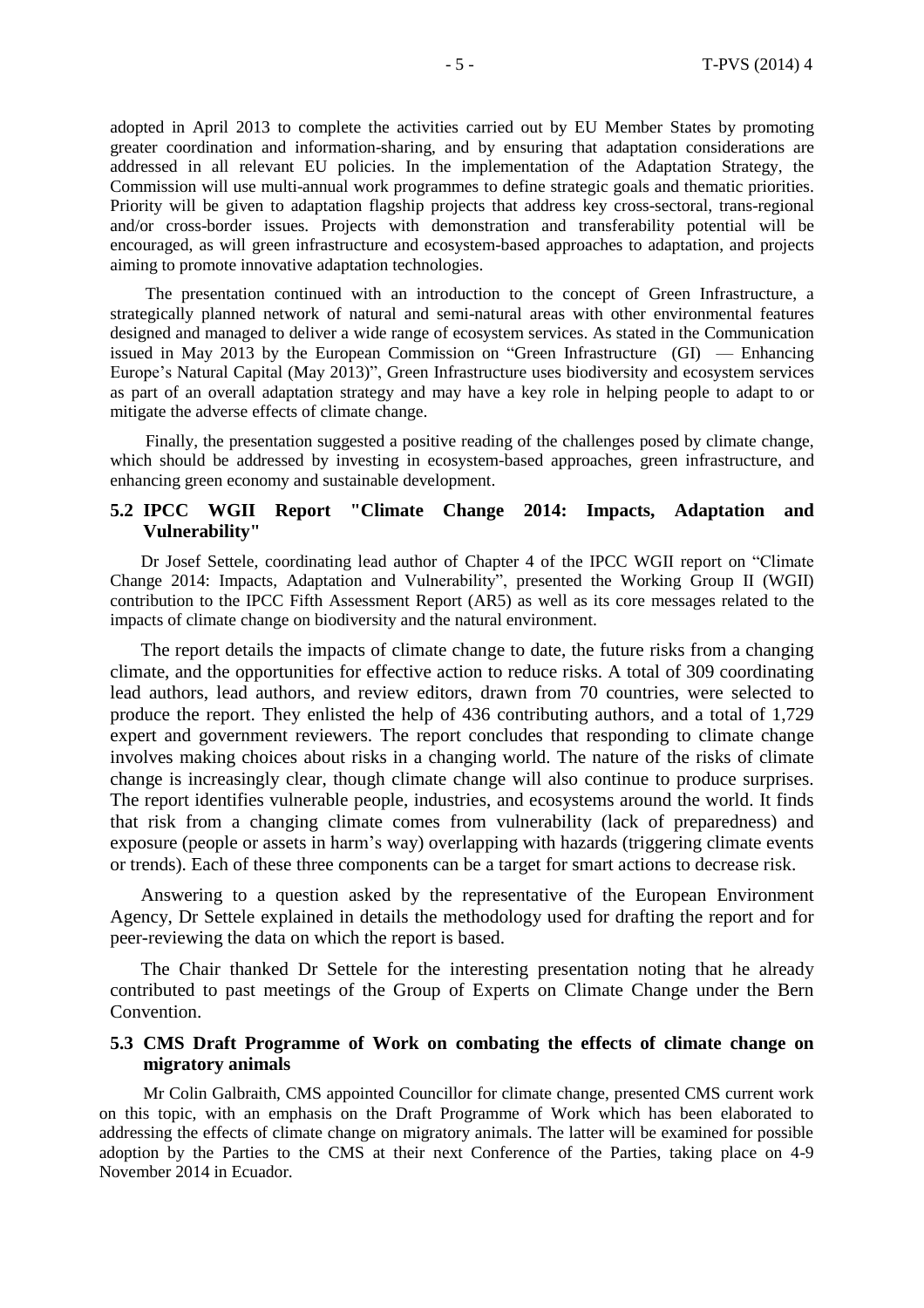adopted in April 2013 to complete the activities carried out by EU Member States by promoting greater coordination and information-sharing, and by ensuring that adaptation considerations are addressed in all relevant EU policies. In the implementation of the Adaptation Strategy, the Commission will use multi-annual work programmes to define strategic goals and thematic priorities. Priority will be given to adaptation flagship projects that address key cross-sectoral, trans-regional and/or cross-border issues. Projects with demonstration and transferability potential will be encouraged, as will green infrastructure and ecosystem-based approaches to adaptation, and projects aiming to promote innovative adaptation technologies.

The presentation continued with an introduction to the concept of Green Infrastructure, a strategically planned network of natural and semi-natural areas with other environmental features designed and managed to deliver a wide range of ecosystem services. As stated in the Communication issued in May 2013 by the European Commission on "Green Infrastructure (GI) — Enhancing Europe's Natural Capital (May 2013)", Green Infrastructure uses biodiversity and ecosystem services as part of an overall adaptation strategy and may have a key role in helping people to adapt to or mitigate the adverse effects of climate change.

Finally, the presentation suggested a positive reading of the challenges posed by climate change, which should be addressed by investing in ecosystem-based approaches, green infrastructure, and enhancing green economy and sustainable development.

### 5.2 IPCC WGII Report "Climate Change 2014: Impacts, Adaptation and Vulnerability"

Dr Josef Settele, coordinating lead author of Chapter 4 of the IPCC WGII report on "Climate Change 2014: Impacts, Adaptation and Vulnerability", presented the Working Group II (WGII) contribution to the IPCC Fifth Assessment Report (AR5) as well as its core messages related to the impacts of climate change on biodiversity and the natural environment.

The report details the impacts of climate change to date, the future risks from a changing climate, and the opportunities for effective action to reduce risks. A total of 309 coordinating lead authors, lead authors, and review editors, drawn from 70 countries, were selected to produce the report. They enlisted the help of 436 contributing authors, and a total of 1,729 expert and government reviewers. The report concludes that responding to climate change involves making choices about risks in a changing world. The nature of the risks of climate change is increasingly clear, though climate change will also continue to produce surprises. The report identifies vulnerable people, industries, and ecosystems around the world. It finds that risk from a changing climate comes from vulnerability (lack of preparedness) and exposure (people or assets in harm's way) overlapping with hazards (triggering climate events or trends). Each of these three components can be a target for smart actions to decrease risk.

Answering to a question asked by the representative of the European Environment Agency, Dr Settele explained in details the methodology used for drafting the report and for peer-reviewing the data on which the report is based.

The Chair thanked Dr Settele for the interesting presentation noting that he already contributed to past meetings of the Group of Experts on Climate Change under the Bern Convention.

### 5.3 CMS Draft Programme of Work on combating the effects of climate change on migratory animals

Mr Colin Galbraith, CMS appointed Councillor for climate change, presented CMS current work on this topic, with an emphasis on the Draft Programme of Work which has been elaborated to addressing the effects of climate change on migratory animals. The latter will be examined for possible adoption by the Parties to the CMS at their next Conference of the Parties, taking place on 4-9 November 2014 in Ecuador.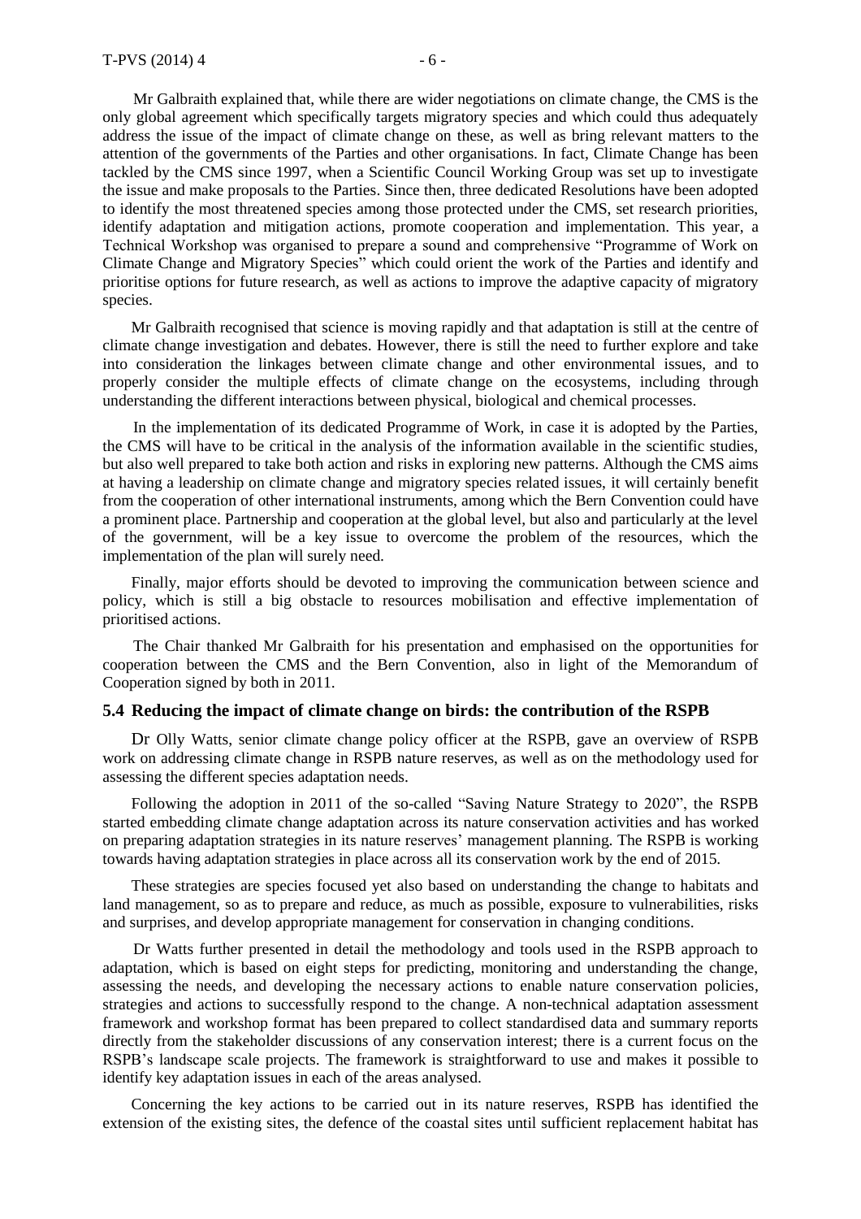Mr Galbraith explained that, while there are wider negotiations on climate change, the CMS is the only global agreement which specifically targets migratory species and which could thus adequately address the issue of the impact of climate change on these, as well as bring relevant matters to the attention of the governments of the Parties and other organisations. In fact, Climate Change has been tackled by the CMS since 1997, when a Scientific Council Working Group was set up to investigate the issue and make proposals to the Parties. Since then, three dedicated Resolutions have been adopted to identify the most threatened species among those protected under the CMS, set research priorities, identify adaptation and mitigation actions, promote cooperation and implementation. This year, a Technical Workshop was organised to prepare a sound and comprehensive "Programme of Work on Climate Change and Migratory Species" which could orient the work of the Parties and identify and prioritise options for future research, as well as actions to improve the adaptive capacity of migratory species.

Mr Galbraith recognised that science is moving rapidly and that adaptation is still at the centre of climate change investigation and debates. However, there is still the need to further explore and take into consideration the linkages between climate change and other environmental issues, and to properly consider the multiple effects of climate change on the ecosystems, including through understanding the different interactions between physical, biological and chemical processes.

In the implementation of its dedicated Programme of Work, in case it is adopted by the Parties, the CMS will have to be critical in the analysis of the information available in the scientific studies, but also well prepared to take both action and risks in exploring new patterns. Although the CMS aims at having a leadership on climate change and migratory species related issues, it will certainly benefit from the cooperation of other international instruments, among which the Bern Convention could have a prominent place. Partnership and cooperation at the global level, but also and particularly at the level of the government, will be a key issue to overcome the problem of the resources, which the implementation of the plan will surely need.

Finally, major efforts should be devoted to improving the communication between science and policy, which is still a big obstacle to resources mobilisation and effective implementation of prioritised actions.

The Chair thanked Mr Galbraith for his presentation and emphasised on the opportunities for cooperation between the CMS and the Bern Convention, also in light of the Memorandum of Cooperation signed by both in 2011.

### 5.4 Reducing the impact of climate change on birds: the contribution of the RSPB

Dr Olly Watts, senior climate change policy officer at the RSPB, gave an overview of RSPB work on addressing climate change in RSPB nature reserves, as well as on the methodology used for assessing the different species adaptation needs.

Following the adoption in 2011 of the so-called "Saving Nature Strategy to 2020", the RSPB started embedding climate change adaptation across its nature conservation activities and has worked on preparing adaptation strategies in its nature reserves' management planning. The RSPB is working towards having adaptation strategies in place across all its conservation work by the end of 2015.

These strategies are species focused yet also based on understanding the change to habitats and land management, so as to prepare and reduce, as much as possible, exposure to vulnerabilities, risks and surprises, and develop appropriate management for conservation in changing conditions.

Dr Watts further presented in detail the methodology and tools used in the RSPB approach to adaptation, which is based on eight steps for predicting, monitoring and understanding the change, assessing the needs, and developing the necessary actions to enable nature conservation policies, strategies and actions to successfully respond to the change. A non-technical adaptation assessment framework and workshop format has been prepared to collect standardised data and summary reports directly from the stakeholder discussions of any conservation interest; there is a current focus on the RSPB's landscape scale projects. The framework is straightforward to use and makes it possible to identify key adaptation issues in each of the areas analysed.

Concerning the key actions to be carried out in its nature reserves, RSPB has identified the extension of the existing sites, the defence of the coastal sites until sufficient replacement habitat has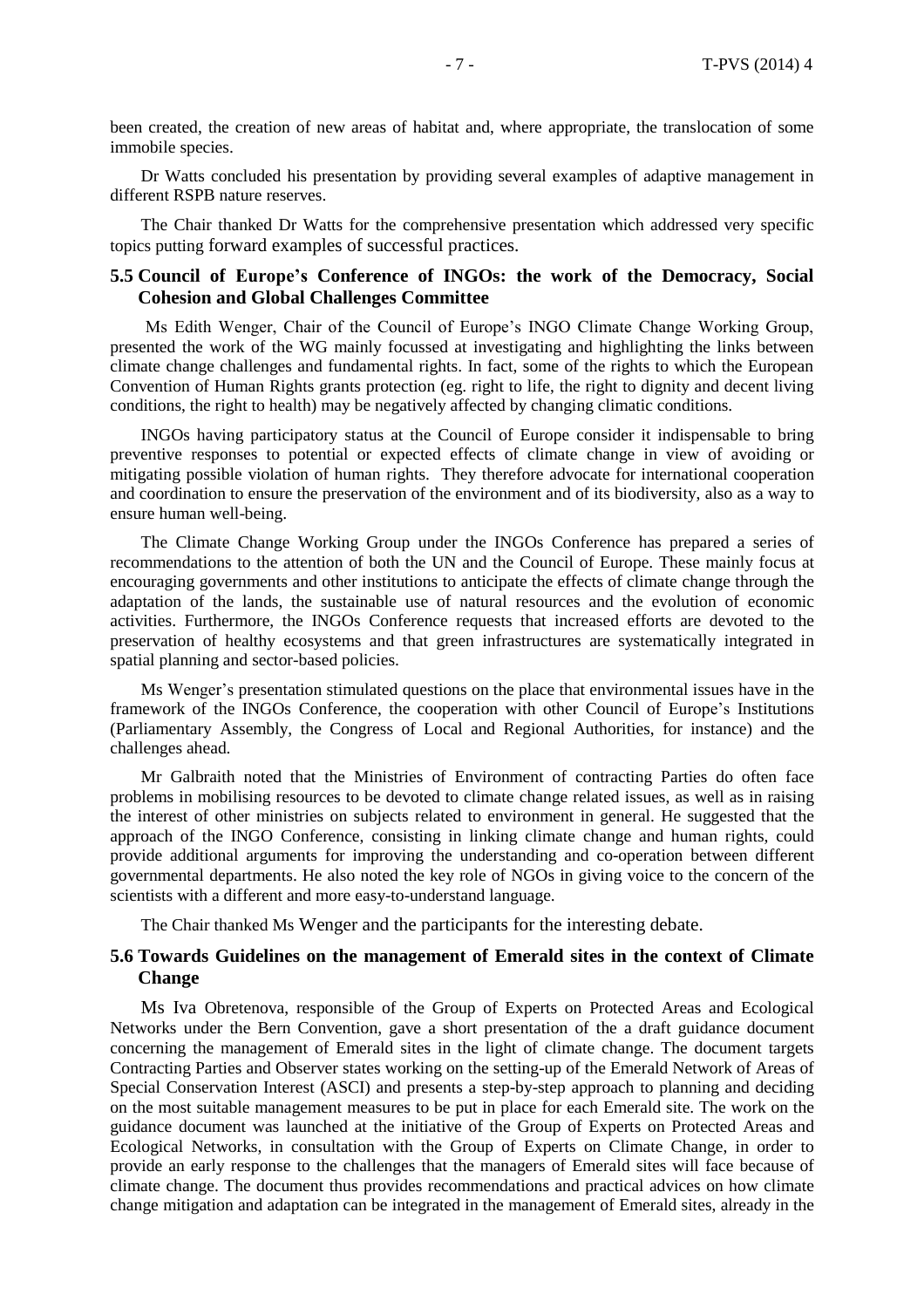been created, the creation of new areas of habitat and, where appropriate, the translocation of some immobile species.

Dr Watts concluded his presentation by providing several examples of adaptive management in different RSPB nature reserves.

The Chair thanked Dr Watts for the comprehensive presentation which addressed very specific topics putting forward examples of successful practices.

## 5.5 Council of Europe's Conference of INGOs: the work of the Democracy, Social Cohesion and Global Challenges Committee

Ms Edith Wenger, Chair of the Council of Europe's INGO Climate Change Working Group, presented the work of the WG mainly focussed at investigating and highlighting the links between climate change challenges and fundamental rights. In fact, some of the rights to which the European Convention of Human Rights grants protection (eg. right to life, the right to dignity and decent living conditions, the right to health) may be negatively affected by changing climatic conditions.

INGOs having participatory status at the Council of Europe consider it indispensable to bring preventive responses to potential or expected effects of climate change in view of avoiding or mitigating possible violation of human rights. They therefore advocate for international cooperation and coordination to ensure the preservation of the environment and of its biodiversity, also as a way to ensure human well-being.

The Climate Change Working Group under the INGOs Conference has prepared a series of recommendations to the attention of both the UN and the Council of Europe. These mainly focus at encouraging governments and other institutions to anticipate the effects of climate change through the adaptation of the lands, the sustainable use of natural resources and the evolution of economic activities. Furthermore, the INGOs Conference requests that increased efforts are devoted to the preservation of healthy ecosystems and that green infrastructures are systematically integrated in spatial planning and sector-based policies.

Ms Wenger's presentation stimulated questions on the place that environmental issues have in the framework of the INGOs Conference, the cooperation with other Council of Europe's Institutions (Parliamentary Assembly, the Congress of Local and Regional Authorities, for instance) and the challenges ahead.

Mr Galbraith noted that the Ministries of Environment of contracting Parties do often face problems in mobilising resources to be devoted to climate change related issues, as well as in raising the interest of other ministries on subjects related to environment in general. He suggested that the approach of the INGO Conference, consisting in linking climate change and human rights, could provide additional arguments for improving the understanding and co-operation between different governmental departments. He also noted the key role of NGOs in giving voice to the concern of the scientists with a different and more easy-to-understand language.

The Chair thanked Ms Wenger and the participants for the interesting debate.

## 5.6 Towards Guidelines on the management of Emerald sites in the context of Climate Change

Ms Iva Obretenova, responsible of the Group of Experts on Protected Areas and Ecological Networks under the Bern Convention, gave a short presentation of the a draft guidance document concerning the management of Emerald sites in the light of climate change. The document targets Contracting Parties and Observer states working on the setting-up of the Emerald Network of Areas of Special Conservation Interest (ASCI) and presents a step-by-step approach to planning and deciding on the most suitable management measures to be put in place for each Emerald site. The work on the guidance document was launched at the initiative of the Group of Experts on Protected Areas and Ecological Networks, in consultation with the Group of Experts on Climate Change, in order to provide an early response to the challenges that the managers of Emerald sites will face because of climate change. The document thus provides recommendations and practical advices on how climate change mitigation and adaptation can be integrated in the management of Emerald sites, already in the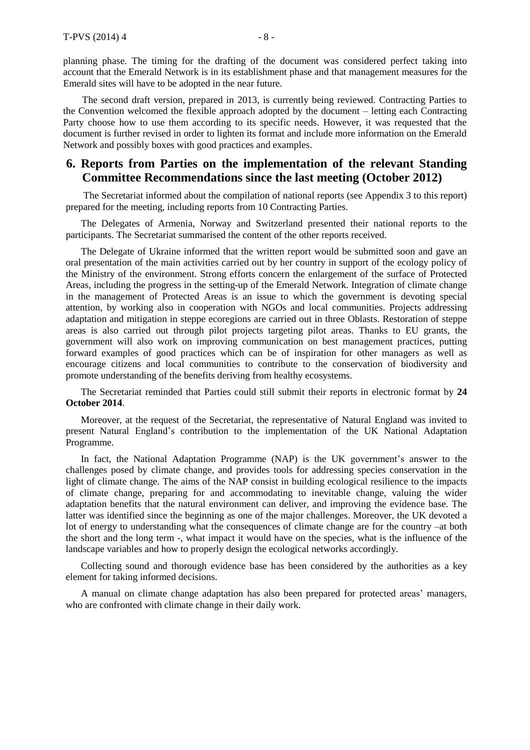planning phase. The timing for the drafting of the document was considered perfect taking into account that the Emerald Network is in its establishment phase and that management measures for the Emerald sites will have to be adopted in the near future.

The second draft version, prepared in 2013, is currently being reviewed. Contracting Parties to the Convention welcomed the flexible approach adopted by the document – letting each Contracting Party choose how to use them according to its specific needs. However, it was requested that the document is further revised in order to lighten its format and include more information on the Emerald Network and possibly boxes with good practices and examples.

## 6. Reports from Parties on the implementation of the relevant Standing Committee Recommendations since the last meeting (October 2012)

The Secretariat informed about the compilation of national reports (see Appendix 3 to this report) prepared for the meeting, including reports from 10 Contracting Parties.

The Delegates of Armenia, Norway and Switzerland presented their national reports to the participants. The Secretariat summarised the content of the other reports received.

The Delegate of Ukraine informed that the written report would be submitted soon and gave an oral presentation of the main activities carried out by her country in support of the ecology policy of the Ministry of the environment. Strong efforts concern the enlargement of the surface of Protected Areas, including the progress in the setting-up of the Emerald Network. Integration of climate change in the management of Protected Areas is an issue to which the government is devoting special attention, by working also in cooperation with NGOs and local communities. Projects addressing adaptation and mitigation in steppe ecoregions are carried out in three Oblasts. Restoration of steppe areas is also carried out through pilot projects targeting pilot areas. Thanks to EU grants, the government will also work on improving communication on best management practices, putting forward examples of good practices which can be of inspiration for other managers as well as encourage citizens and local communities to contribute to the conservation of biodiversity and promote understanding of the benefits deriving from healthy ecosystems.

The Secretariat reminded that Parties could still submit their reports in electronic format by **24 October 2014**.

Moreover, at the request of the Secretariat, the representative of Natural England was invited to present Natural England's contribution to the implementation of the UK National Adaptation Programme.

In fact, the National Adaptation Programme (NAP) is the UK government's answer to the challenges posed by climate change, and provides tools for addressing species conservation in the light of climate change. The aims of the NAP consist in building ecological resilience to the impacts of climate change, preparing for and accommodating to inevitable change, valuing the wider adaptation benefits that the natural environment can deliver, and improving the evidence base. The latter was identified since the beginning as one of the major challenges. Moreover, the UK devoted a lot of energy to understanding what the consequences of climate change are for the country –at both the short and the long term -, what impact it would have on the species, what is the influence of the landscape variables and how to properly design the ecological networks accordingly.

Collecting sound and thorough evidence base has been considered by the authorities as a key element for taking informed decisions.

A manual on climate change adaptation has also been prepared for protected areas' managers, who are confronted with climate change in their daily work.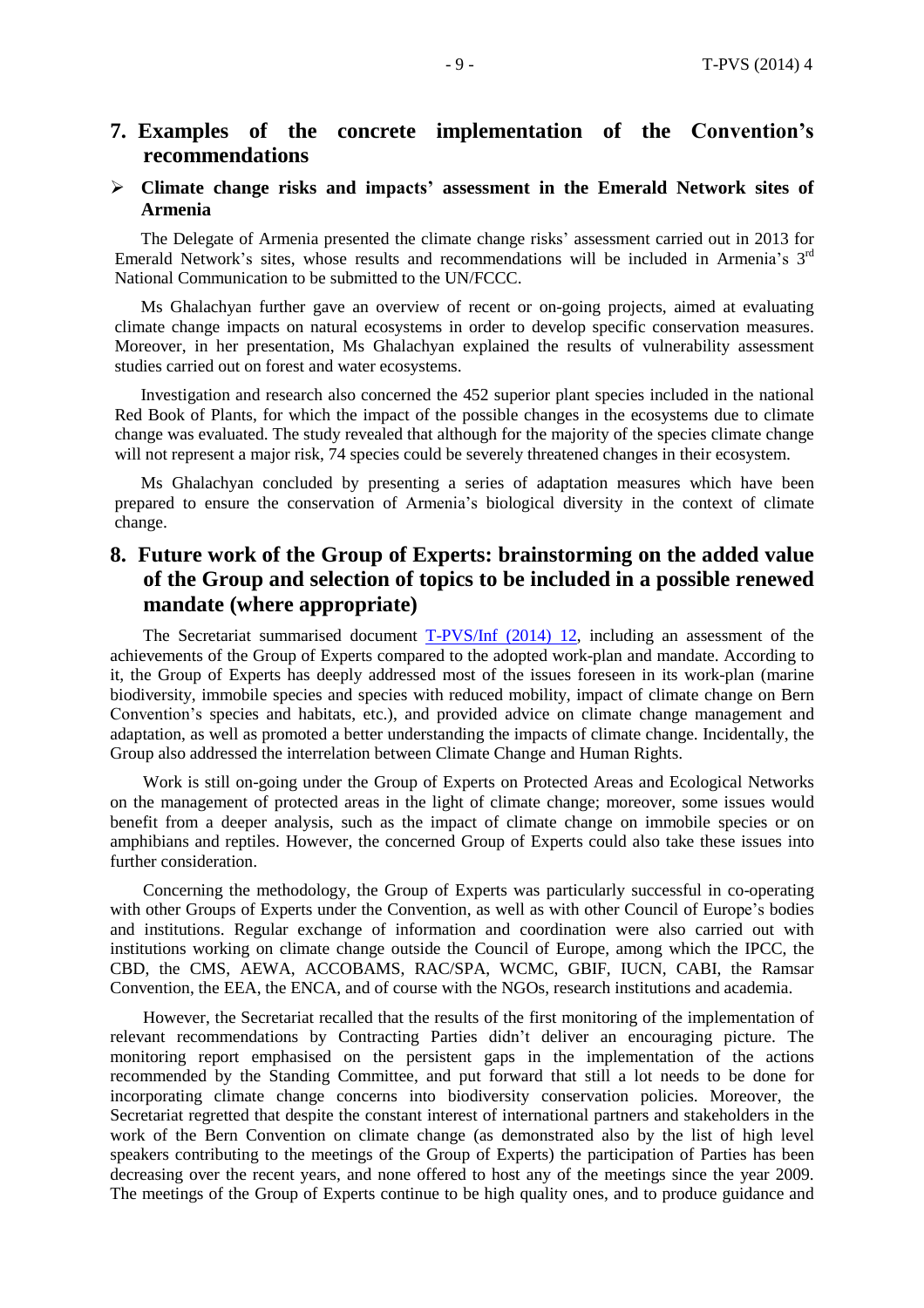## 7. Examples of the concrete implementation of the Convention's recommendations

- **Climate change risks and impacts' assessment in the Emerald Network sites of Armenia**

The Delegate of Armenia presented the climate change risks' assessment carried out in 2013 for Emerald Network's sites, whose results and recommendations will be included in Armenia's 3rd National Communication to be submitted to the UN/FCCC.

Ms Ghalachyan further gave an overview of recent or on-going projects, aimed at evaluating climate change impacts on natural ecosystems in order to develop specific conservation measures. Moreover, in her presentation, Ms Ghalachyan explained the results of vulnerability assessment studies carried out on forest and water ecosystems.

Investigation and research also concerned the 452 superior plant species included in the national Red Book of Plants, for which the impact of the possible changes in the ecosystems due to climate change was evaluated. The study revealed that although for the majority of the species climate change will not represent a major risk, 74 species could be severely threatened changes in their ecosystem.

Ms Ghalachyan concluded by presenting a series of adaptation measures which have been prepared to ensure the conservation of Armenia's biological diversity in the context of climate change.

## 8. Future work of the Group of Experts: brainstorming on the added value of the Group and selection of topics to be included in a possible renewed mandate (where appropriate)

The Secretariat summarised document T-PVS/Inf (2014) 12, including an assessment of the achievements of the Group of Experts compared to the adopted work-plan and mandate. According to it, the Group of Experts has deeply addressed most of the issues foreseen in its work-plan (marine biodiversity, immobile species and species with reduced mobility, impact of climate change on Bern Convention's species and habitats, etc.), and provided advice on climate change management and adaptation, as well as promoted a better understanding the impacts of climate change. Incidentally, the Group also addressed the interrelation between Climate Change and Human Rights.

Work is still on-going under the Group of Experts on Protected Areas and Ecological Networks on the management of protected areas in the light of climate change; moreover, some issues would benefit from a deeper analysis, such as the impact of climate change on immobile species or on amphibians and reptiles. However, the concerned Group of Experts could also take these issues into further consideration.

Concerning the methodology, the Group of Experts was particularly successful in co-operating with other Groups of Experts under the Convention, as well as with other Council of Europe's bodies and institutions. Regular exchange of information and coordination were also carried out with institutions working on climate change outside the Council of Europe, among which the IPCC, the CBD, the CMS, AEWA, ACCOBAMS, RAC/SPA, WCMC, GBIF, IUCN, CABI, the Ramsar Convention, the EEA, the ENCA, and of course with the NGOs, research institutions and academia.

However, the Secretariat recalled that the results of the first monitoring of the implementation of relevant recommendations by Contracting Parties didn't deliver an encouraging picture. The monitoring report emphasised on the persistent gaps in the implementation of the actions recommended by the Standing Committee, and put forward that still a lot needs to be done for incorporating climate change concerns into biodiversity conservation policies. Moreover, the Secretariat regretted that despite the constant interest of international partners and stakeholders in the work of the Bern Convention on climate change (as demonstrated also by the list of high level speakers contributing to the meetings of the Group of Experts) the participation of Parties has been decreasing over the recent years, and none offered to host any of the meetings since the year 2009. The meetings of the Group of Experts continue to be high quality ones, and to produce guidance and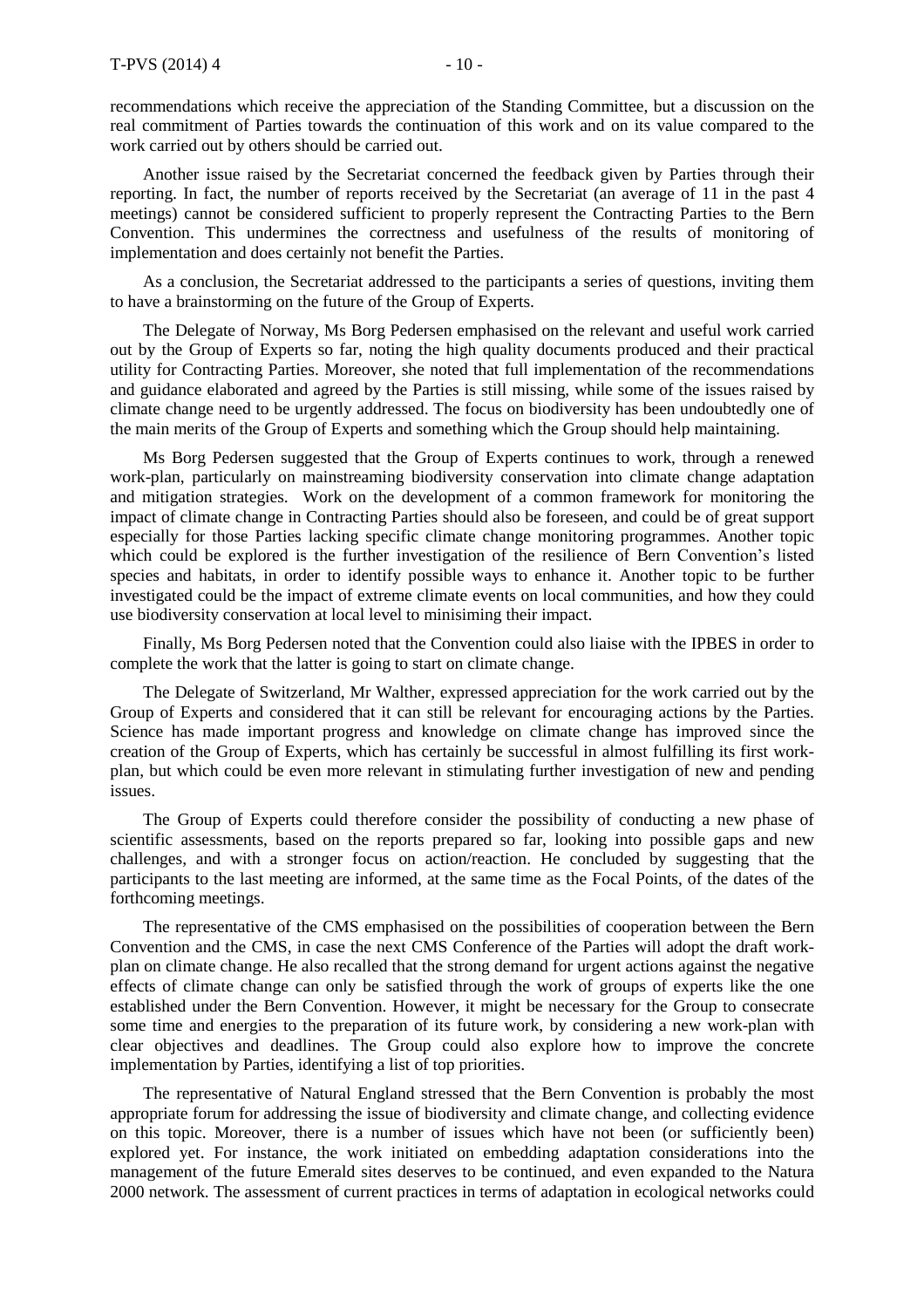recommendations which receive the appreciation of the Standing Committee, but a discussion on the real commitment of Parties towards the continuation of this work and on its value compared to the work carried out by others should be carried out.

Another issue raised by the Secretariat concerned the feedback given by Parties through their reporting. In fact, the number of reports received by the Secretariat (an average of 11 in the past 4 meetings) cannot be considered sufficient to properly represent the Contracting Parties to the Bern Convention. This undermines the correctness and usefulness of the results of monitoring of implementation and does certainly not benefit the Parties.

As a conclusion, the Secretariat addressed to the participants a series of questions, inviting them to have a brainstorming on the future of the Group of Experts.

The Delegate of Norway, Ms Borg Pedersen emphasised on the relevant and useful work carried out by the Group of Experts so far, noting the high quality documents produced and their practical utility for Contracting Parties. Moreover, she noted that full implementation of the recommendations and guidance elaborated and agreed by the Parties is still missing, while some of the issues raised by climate change need to be urgently addressed. The focus on biodiversity has been undoubtedly one of the main merits of the Group of Experts and something which the Group should help maintaining.

Ms Borg Pedersen suggested that the Group of Experts continues to work, through a renewed work-plan, particularly on mainstreaming biodiversity conservation into climate change adaptation and mitigation strategies. Work on the development of a common framework for monitoring the impact of climate change in Contracting Parties should also be foreseen, and could be of great support especially for those Parties lacking specific climate change monitoring programmes. Another topic which could be explored is the further investigation of the resilience of Bern Convention's listed species and habitats, in order to identify possible ways to enhance it. Another topic to be further investigated could be the impact of extreme climate events on local communities, and how they could use biodiversity conservation at local level to minisiming their impact.

Finally, Ms Borg Pedersen noted that the Convention could also liaise with the IPBES in order to complete the work that the latter is going to start on climate change.

The Delegate of Switzerland, Mr Walther, expressed appreciation for the work carried out by the Group of Experts and considered that it can still be relevant for encouraging actions by the Parties. Science has made important progress and knowledge on climate change has improved since the creation of the Group of Experts, which has certainly be successful in almost fulfilling its first work-plan, but which could be even more relevant in stimulating further investigation of new and pending issues.

The Group of Experts could therefore consider the possibility of conducting a new phase of scientific assessments, based on the reports prepared so far, looking into possible gaps and new challenges, and with a stronger focus on action/reaction. He concluded by suggesting that the participants to the last meeting are informed, at the same time as the Focal Points, of the dates of the forthcoming meetings.

The representative of the CMS emphasised on the possibilities of cooperation between the Bern Convention and the CMS, in case the next CMS Conference of the Parties will adopt the draft work-plan on climate change. He also recalled that the strong demand for urgent actions against the negative effects of climate change can only be satisfied through the work of groups of experts like the one established under the Bern Convention. However, it might be necessary for the Group to consecrate some time and energies to the preparation of its future work, by considering a new work-plan with clear objectives and deadlines. The Group could also explore how to improve the concrete implementation by Parties, identifying a list of top priorities.

The representative of Natural England stressed that the Bern Convention is probably the most appropriate forum for addressing the issue of biodiversity and climate change, and collecting evidence on this topic. Moreover, there is a number of issues which have not been (or sufficiently been) explored yet. For instance, the work initiated on embedding adaptation considerations into the management of the future Emerald sites deserves to be continued, and even expanded to the Natura 2000 network. The assessment of current practices in terms of adaptation in ecological networks could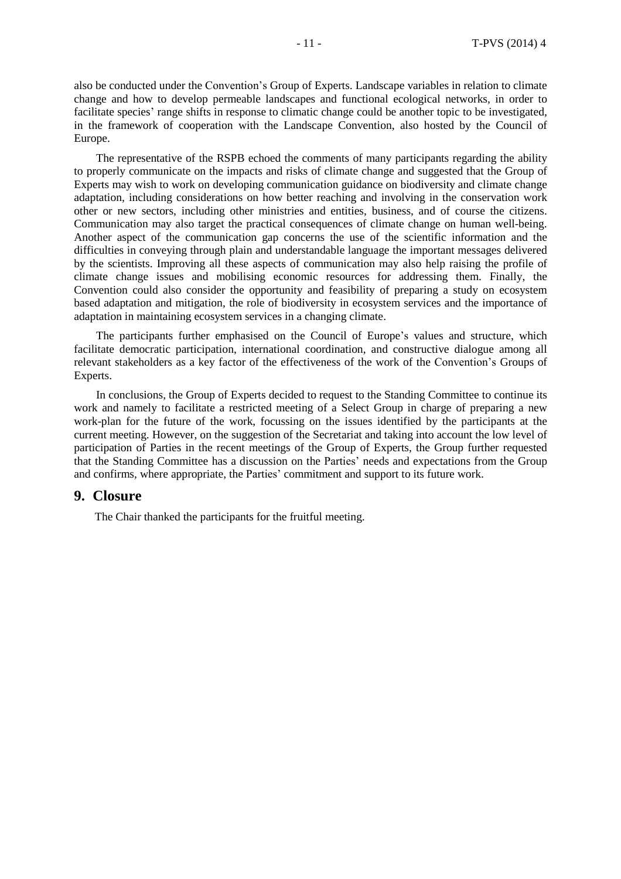also be conducted under the Convention's Group of Experts. Landscape variables in relation to climate change and how to develop permeable landscapes and functional ecological networks, in order to facilitate species' range shifts in response to climatic change could be another topic to be investigated, in the framework of cooperation with the Landscape Convention, also hosted by the Council of Europe.

The representative of the RSPB echoed the comments of many participants regarding the ability to properly communicate on the impacts and risks of climate change and suggested that the Group of Experts may wish to work on developing communication guidance on biodiversity and climate change adaptation, including considerations on how better reaching and involving in the conservation work other or new sectors, including other ministries and entities, business, and of course the citizens. Communication may also target the practical consequences of climate change on human well-being. Another aspect of the communication gap concerns the use of the scientific information and the difficulties in conveying through plain and understandable language the important messages delivered by the scientists. Improving all these aspects of communication may also help raising the profile of climate change issues and mobilising economic resources for addressing them. Finally, the Convention could also consider the opportunity and feasibility of preparing a study on ecosystem based adaptation and mitigation, the role of biodiversity in ecosystem services and the importance of adaptation in maintaining ecosystem services in a changing climate.

The participants further emphasised on the Council of Europe's values and structure, which facilitate democratic participation, international coordination, and constructive dialogue among all relevant stakeholders as a key factor of the effectiveness of the work of the Convention's Groups of Experts.

In conclusions, the Group of Experts decided to request to the Standing Committee to continue its work and namely to facilitate a restricted meeting of a Select Group in charge of preparing a new work-plan for the future of the work, focussing on the issues identified by the participants at the current meeting. However, on the suggestion of the Secretariat and taking into account the low level of participation of Parties in the recent meetings of the Group of Experts, the Group further requested that the Standing Committee has a discussion on the Parties' needs and expectations from the Group and confirms, where appropriate, the Parties' commitment and support to its future work.

## 9. Closure

The Chair thanked the participants for the fruitful meeting.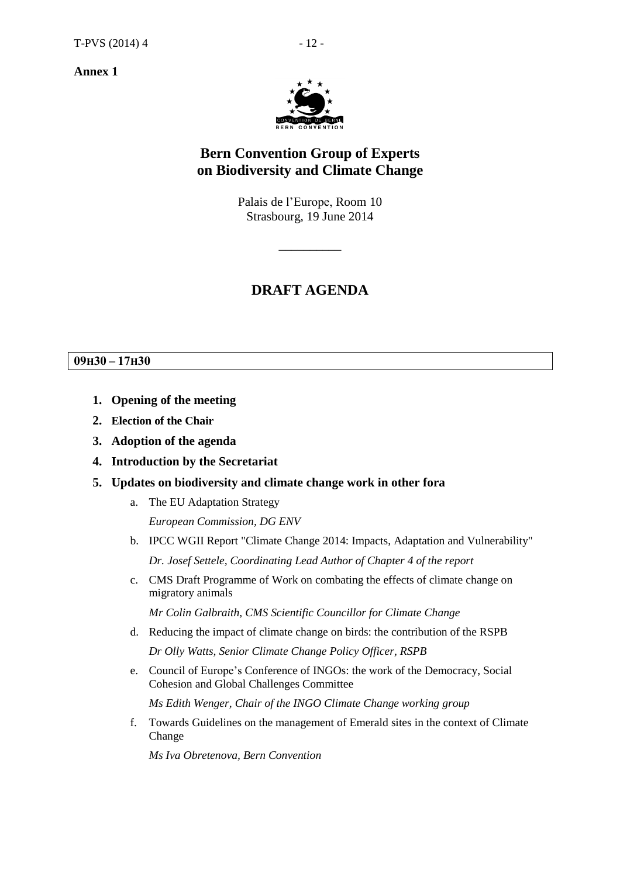**Annex 1**

# Bern Convention Group of Experts on Biodiversity and Climate Change

Palais de l'Europe, Room 10
Strasbourg, 19 June 2014

__________

## DRAFT AGENDA

**09H30 – 17H30**

1. **Opening of the meeting**
2. **Election of the Chair**
3. **Adoption of the agenda**
4. **Introduction by the Secretariat**
5. **Updates on biodiversity and climate change work in other fora**
   a. The EU Adaptation Strategy
      *European Commission, DG ENV*
   b. IPCC WGII Report "Climate Change 2014: Impacts, Adaptation and Vulnerability"
      *Dr. Josef Settele, Coordinating Lead Author of Chapter 4 of the report*
   c. CMS Draft Programme of Work on combating the effects of climate change on migratory animals
      *Mr Colin Galbraith, CMS Scientific Councillor for Climate Change*
   d. Reducing the impact of climate change on birds: the contribution of the RSPB
      *Dr Olly Watts, Senior Climate Change Policy Officer, RSPB*
   e. Council of Europe's Conference of INGOs: the work of the Democracy, Social Cohesion and Global Challenges Committee
      *Ms Edith Wenger, Chair of the INGO Climate Change working group*
   f. Towards Guidelines on the management of Emerald sites in the context of Climate Change
      *Ms Iva Obretenova, Bern Convention*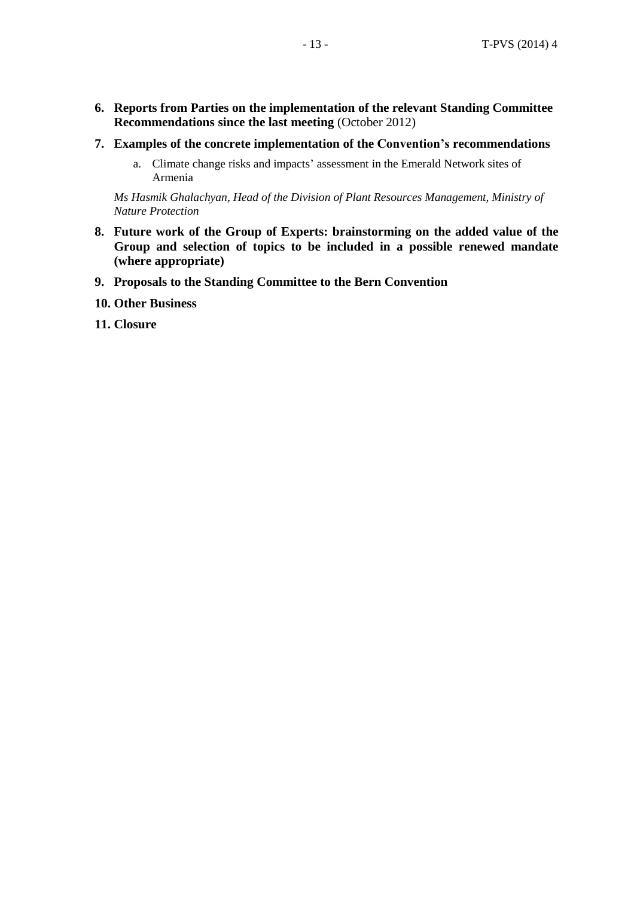6. **Reports from Parties on the implementation of the relevant Standing Committee Recommendations since the last meeting** (October 2012)

7. **Examples of the concrete implementation of the Convention's recommendations**

   a. Climate change risks and impacts' assessment in the Emerald Network sites of Armenia

   *Ms Hasmik Ghalachyan, Head of the Division of Plant Resources Management, Ministry of Nature Protection*

8. **Future work of the Group of Experts: brainstorming on the added value of the Group and selection of topics to be included in a possible renewed mandate (where appropriate)**

9. **Proposals to the Standing Committee to the Bern Convention**

10. **Other Business**

11. **Closure**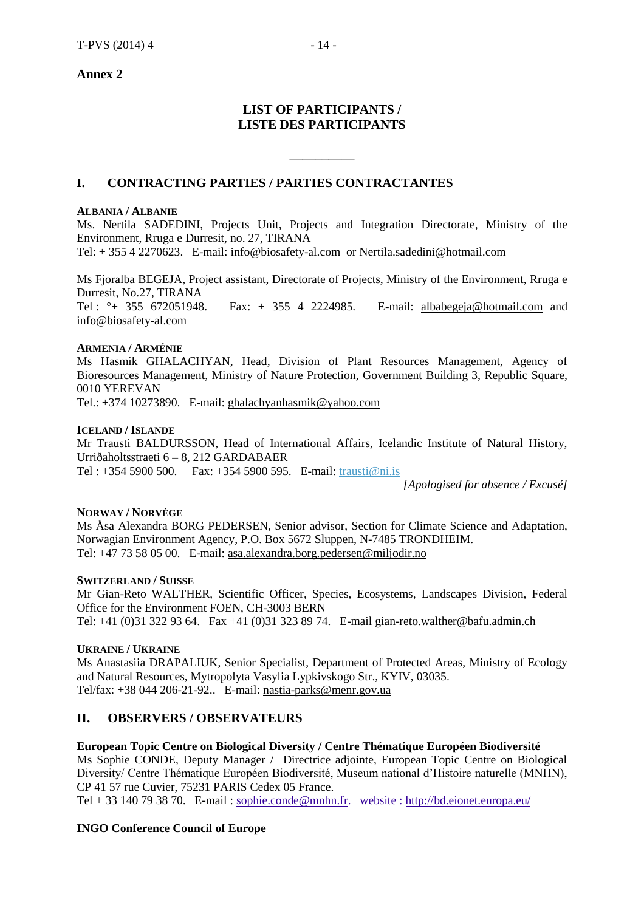**Annex 2**

## LIST OF PARTICIPANTS / LISTE DES PARTICIPANTS

___________

## I. CONTRACTING PARTIES / PARTIES CONTRACTANTES

**ALBANIA / ALBANIE**

Ms. Nertila SADEDINI, Projects Unit, Projects and Integration Directorate, Ministry of the Environment, Rruga e Durresit, no. 27, TIRANA
Tel: + 355 4 2270623. E-mail: info@biosafety-al.com or Nertila.sadedini@hotmail.com

Ms Fjoralba BEGEJA, Project assistant, Directorate of Projects, Ministry of the Environment, Rruga e Durresit, No.27, TIRANA
Tel : °+ 355 672051948. Fax: + 355 4 2224985. E-mail: albabegeja@hotmail.com and info@biosafety-al.com

**ARMENIA / ARMÉNIE**

Ms Hasmik GHALACHYAN, Head, Division of Plant Resources Management, Agency of Bioresources Management, Ministry of Nature Protection, Government Building 3, Republic Square, 0010 YEREVAN
Tel.: +374 10273890. E-mail: ghalachyanhasmik@yahoo.com

**ICELAND / ISLANDE**

Mr Trausti BALDURSSON, Head of International Affairs, Icelandic Institute of Natural History, Urriðaholtsstraeti 6 – 8, 212 GARDABAER
Tel : +354 5900 500. Fax: +354 5900 595. E-mail: trausti@ni.is

*[Apologised for absence / Excusé]*

**NORWAY / NORVÈGE**

Ms Åsa Alexandra BORG PEDERSEN, Senior advisor, Section for Climate Science and Adaptation, Norwagian Environment Agency, P.O. Box 5672 Sluppen, N-7485 TRONDHEIM.
Tel: +47 73 58 05 00. E-mail: asa.alexandra.borg.pedersen@miljodir.no

**SWITZERLAND / SUISSE**

Mr Gian-Reto WALTHER, Scientific Officer, Species, Ecosystems, Landscapes Division, Federal Office for the Environment FOEN, CH-3003 BERN
Tel: +41 (0)31 322 93 64. Fax +41 (0)31 323 89 74. E-mail gian-reto.walther@bafu.admin.ch

**UKRAINE / UKRAINE**

Ms Anastasiia DRAPALIUK, Senior Specialist, Department of Protected Areas, Ministry of Ecology and Natural Resources, Mytropolyta Vasylia Lypkivskogo Str., KYIV, 03035.
Tel/fax: +38 044 206-21-92.. E-mail: nastia-parks@menr.gov.ua

## II. OBSERVERS / OBSERVATEURS

**European Topic Centre on Biological Diversity / Centre Thématique Européen Biodiversité**

Ms Sophie CONDE, Deputy Manager / Directrice adjointe, European Topic Centre on Biological Diversity/ Centre Thématique Européen Biodiversité, Museum national d'Histoire naturelle (MNHN), CP 41 57 rue Cuvier, 75231 PARIS Cedex 05 France.
Tel + 33 140 79 38 70. E-mail : sophie.conde@mnhn.fr. website : http://bd.eionet.europa.eu/

**INGO Conference Council of Europe**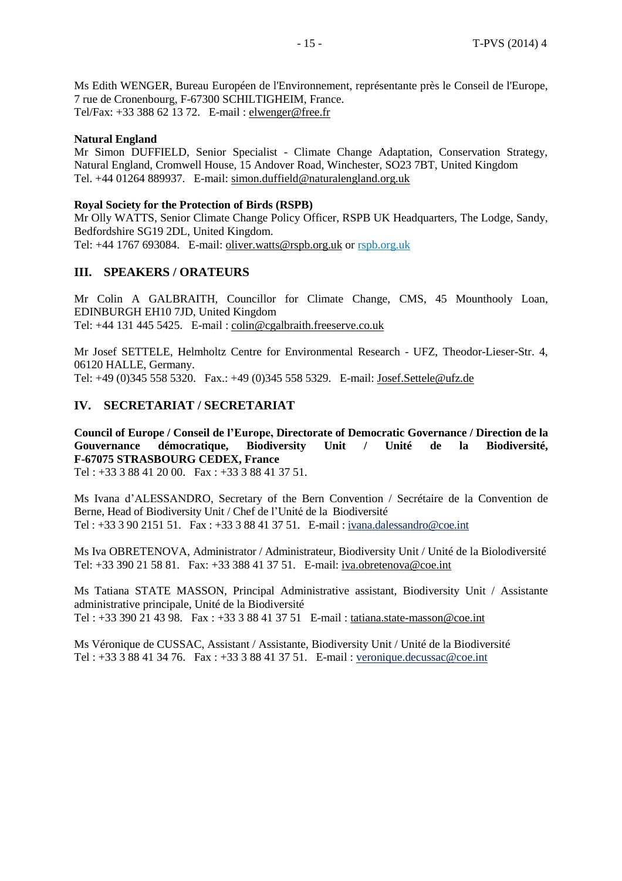Ms Edith WENGER, Bureau Européen de l'Environnement, représentante près le Conseil de l'Europe, 7 rue de Cronenbourg, F-67300 SCHILTIGHEIM, France.
Tel/Fax: +33 388 62 13 72. E-mail : elwenger@free.fr

**Natural England**
Mr Simon DUFFIELD, Senior Specialist - Climate Change Adaptation, Conservation Strategy, Natural England, Cromwell House, 15 Andover Road, Winchester, SO23 7BT, United Kingdom
Tel. +44 01264 889937. E-mail: simon.duffield@naturalengland.org.uk

**Royal Society for the Protection of Birds (RSPB)**
Mr Olly WATTS, Senior Climate Change Policy Officer, RSPB UK Headquarters, The Lodge, Sandy, Bedfordshire SG19 2DL, United Kingdom.
Tel: +44 1767 693084. E-mail: oliver.watts@rspb.org.uk or rspb.org.uk

## III. SPEAKERS / ORATEURS

Mr Colin A GALBRAITH, Councillor for Climate Change, CMS, 45 Mounthooly Loan, EDINBURGH EH10 7JD, United Kingdom
Tel: +44 131 445 5425. E-mail : colin@cgalbraith.freeserve.co.uk

Mr Josef SETTELE, Helmholtz Centre for Environmental Research - UFZ, Theodor-Lieser-Str. 4, 06120 HALLE, Germany.
Tel: +49 (0)345 558 5320. Fax.: +49 (0)345 558 5329. E-mail: Josef.Settele@ufz.de

## IV. SECRETARIAT / SECRETARIAT

**Council of Europe / Conseil de l'Europe, Directorate of Democratic Governance / Direction de la Gouvernance démocratique, Biodiversity Unit / Unité de la Biodiversité, F-67075 STRASBOURG CEDEX, France**
Tel : +33 3 88 41 20 00. Fax : +33 3 88 41 37 51.

Ms Ivana d'ALESSANDRO, Secretary of the Bern Convention / Secrétaire de la Convention de Berne, Head of Biodiversity Unit / Chef de l'Unité de la Biodiversité
Tel : +33 3 90 2151 51. Fax : +33 3 88 41 37 51. E-mail : ivana.dalessandro@coe.int

Ms Iva OBRETENOVA, Administrator / Administrateur, Biodiversity Unit / Unité de la Biolodiversité
Tel: +33 390 21 58 81. Fax: +33 388 41 37 51. E-mail: iva.obretenova@coe.int

Ms Tatiana STATE MASSON, Principal Administrative assistant, Biodiversity Unit / Assistante administrative principale, Unité de la Biodiversité
Tel : +33 390 21 43 98. Fax : +33 3 88 41 37 51 E-mail : tatiana.state-masson@coe.int

Ms Véronique de CUSSAC, Assistant / Assistante, Biodiversity Unit / Unité de la Biodiversité
Tel : +33 3 88 41 34 76. Fax : +33 3 88 41 37 51. E-mail : veronique.decussac@coe.int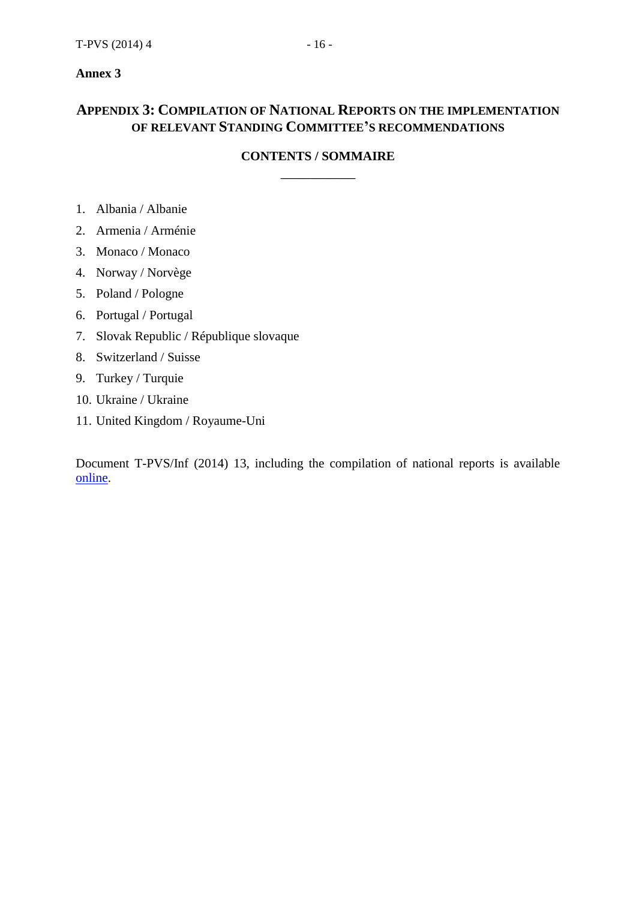**Annex 3**

## APPENDIX 3: COMPILATION OF NATIONAL REPORTS ON THE IMPLEMENTATION OF RELEVANT STANDING COMMITTEE'S RECOMMENDATIONS

### CONTENTS / SOMMAIRE

1. Albania / Albanie
2. Armenia / Arménie
3. Monaco / Monaco
4. Norway / Norvège
5. Poland / Pologne
6. Portugal / Portugal
7. Slovak Republic / République slovaque
8. Switzerland / Suisse
9. Turkey / Turquie
10. Ukraine / Ukraine
11. United Kingdom / Royaume-Uni

Document T-PVS/Inf (2014) 13, including the compilation of national reports is available online.